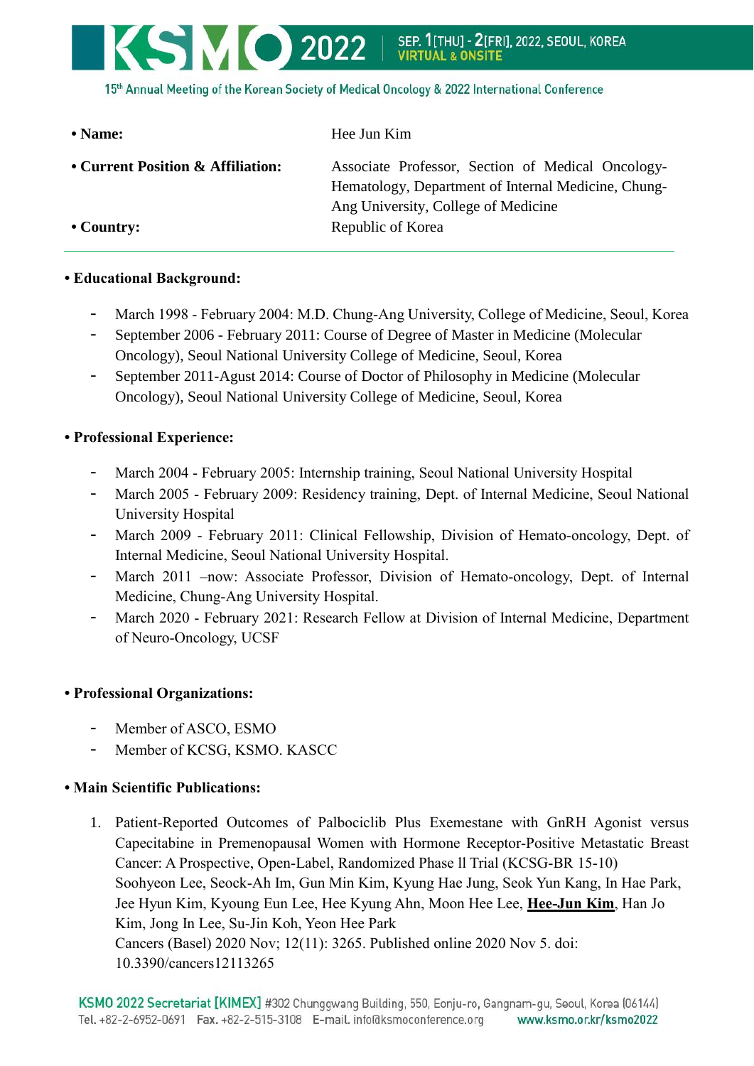- **Name:** Hee Jun Kim
- **Current Position & Affiliation:** Associate Professor, Section of Medical Oncology-Hematology, Department of Internal Medicine, Chung-Ang University, College of Medicine
- **Country:** Republic of Korea

---

**• Educational Background:**

- March 1998 - February 2004: M.D. Chung-Ang University, College of Medicine, Seoul, Korea
- September 2006 - February 2011: Course of Degree of Master in Medicine (Molecular Oncology), Seoul National University College of Medicine, Seoul, Korea
- September 2011-Agust 2014: Course of Doctor of Philosophy in Medicine (Molecular Oncology), Seoul National University College of Medicine, Seoul, Korea

**• Professional Experience:**

- March 2004 - February 2005: Internship training, Seoul National University Hospital
- March 2005 - February 2009: Residency training, Dept. of Internal Medicine, Seoul National University Hospital
- March 2009 - February 2011: Clinical Fellowship, Division of Hemato-oncology, Dept. of Internal Medicine, Seoul National University Hospital.
- March 2011 –now: Associate Professor, Division of Hemato-oncology, Dept. of Internal Medicine, Chung-Ang University Hospital.
- March 2020 - February 2021: Research Fellow at Division of Internal Medicine, Department of Neuro-Oncology, UCSF

**• Professional Organizations:**

- Member of ASCO, ESMO
- Member of KCSG, KSMO. KASCC

**• Main Scientific Publications:**

1. Patient-Reported Outcomes of Palbociclib Plus Exemestane with GnRH Agonist versus Capecitabine in Premenopausal Women with Hormone Receptor-Positive Metastatic Breast Cancer: A Prospective, Open-Label, Randomized Phase ll Trial (KCSG-BR 15-10)
   Soohyeon Lee, Seock-Ah Im, Gun Min Kim, Kyung Hae Jung, Seok Yun Kang, In Hae Park, Jee Hyun Kim, Kyoung Eun Lee, Hee Kyung Ahn, Moon Hee Lee, **Hee-Jun Kim**, Han Jo Kim, Jong In Lee, Su-Jin Koh, Yeon Hee Park
   Cancers (Basel) 2020 Nov; 12(11): 3265. Published online 2020 Nov 5. doi: 10.3390/cancers12113265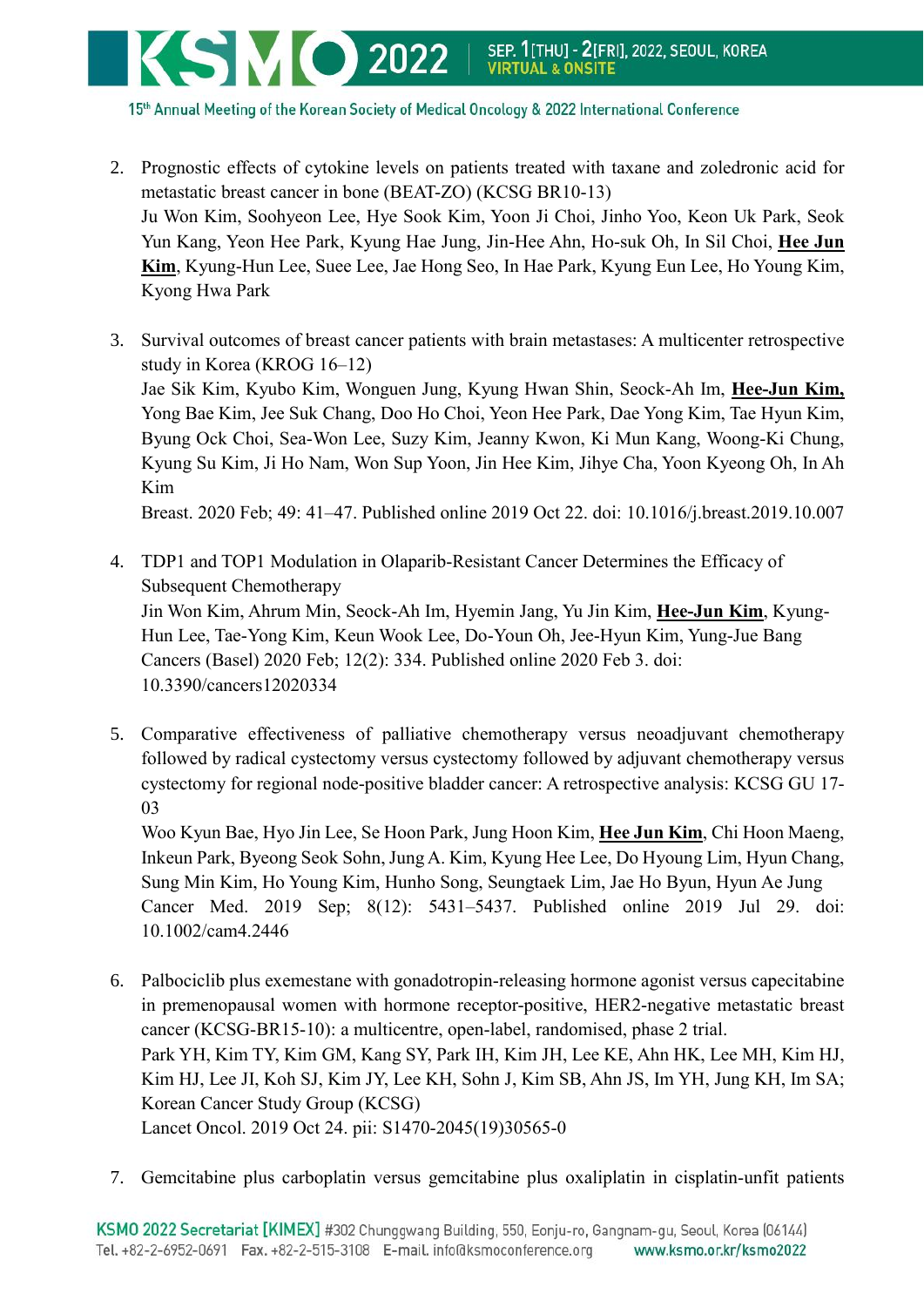2. Prognostic effects of cytokine levels on patients treated with taxane and zoledronic acid for metastatic breast cancer in bone (BEAT-ZO) (KCSG BR10-13)
   Ju Won Kim, Soohyeon Lee, Hye Sook Kim, Yoon Ji Choi, Jinho Yoo, Keon Uk Park, Seok Yun Kang, Yeon Hee Park, Kyung Hae Jung, Jin-Hee Ahn, Ho-suk Oh, In Sil Choi, **Hee Jun Kim**, Kyung-Hun Lee, Suee Lee, Jae Hong Seo, In Hae Park, Kyung Eun Lee, Ho Young Kim, Kyong Hwa Park

3. Survival outcomes of breast cancer patients with brain metastases: A multicenter retrospective study in Korea (KROG 16–12)
   Jae Sik Kim, Kyubo Kim, Wonguen Jung, Kyung Hwan Shin, Seock-Ah Im, **Hee-Jun Kim,** Yong Bae Kim, Jee Suk Chang, Doo Ho Choi, Yeon Hee Park, Dae Yong Kim, Tae Hyun Kim, Byung Ock Choi, Sea-Won Lee, Suzy Kim, Jeanny Kwon, Ki Mun Kang, Woong-Ki Chung, Kyung Su Kim, Ji Ho Nam, Won Sup Yoon, Jin Hee Kim, Jihye Cha, Yoon Kyeong Oh, In Ah Kim
   Breast. 2020 Feb; 49: 41–47. Published online 2019 Oct 22. doi: 10.1016/j.breast.2019.10.007

4. TDP1 and TOP1 Modulation in Olaparib-Resistant Cancer Determines the Efficacy of Subsequent Chemotherapy
   Jin Won Kim, Ahrum Min, Seock-Ah Im, Hyemin Jang, Yu Jin Kim, **Hee-Jun Kim**, Kyung-Hun Lee, Tae-Yong Kim, Keun Wook Lee, Do-Youn Oh, Jee-Hyun Kim, Yung-Jue Bang
   Cancers (Basel) 2020 Feb; 12(2): 334. Published online 2020 Feb 3. doi: 10.3390/cancers12020334

5. Comparative effectiveness of palliative chemotherapy versus neoadjuvant chemotherapy followed by radical cystectomy versus cystectomy followed by adjuvant chemotherapy versus cystectomy for regional node-positive bladder cancer: A retrospective analysis: KCSG GU 17-03
   Woo Kyun Bae, Hyo Jin Lee, Se Hoon Park, Jung Hoon Kim, **Hee Jun Kim**, Chi Hoon Maeng, Inkeun Park, Byeong Seok Sohn, Jung A. Kim, Kyung Hee Lee, Do Hyoung Lim, Hyun Chang, Sung Min Kim, Ho Young Kim, Hunho Song, Seungtaek Lim, Jae Ho Byun, Hyun Ae Jung
   Cancer Med. 2019 Sep; 8(12): 5431–5437. Published online 2019 Jul 29. doi: 10.1002/cam4.2446

6. Palbociclib plus exemestane with gonadotropin-releasing hormone agonist versus capecitabine in premenopausal women with hormone receptor-positive, HER2-negative metastatic breast cancer (KCSG-BR15-10): a multicentre, open-label, randomised, phase 2 trial.
   Park YH, Kim TY, Kim GM, Kang SY, Park IH, Kim JH, Lee KE, Ahn HK, Lee MH, Kim HJ, Kim HJ, Lee JI, Koh SJ, Kim JY, Lee KH, Sohn J, Kim SB, Ahn JS, Im YH, Jung KH, Im SA; Korean Cancer Study Group (KCSG)
   Lancet Oncol. 2019 Oct 24. pii: S1470-2045(19)30565-0

7. Gemcitabine plus carboplatin versus gemcitabine plus oxaliplatin in cisplatin-unfit patients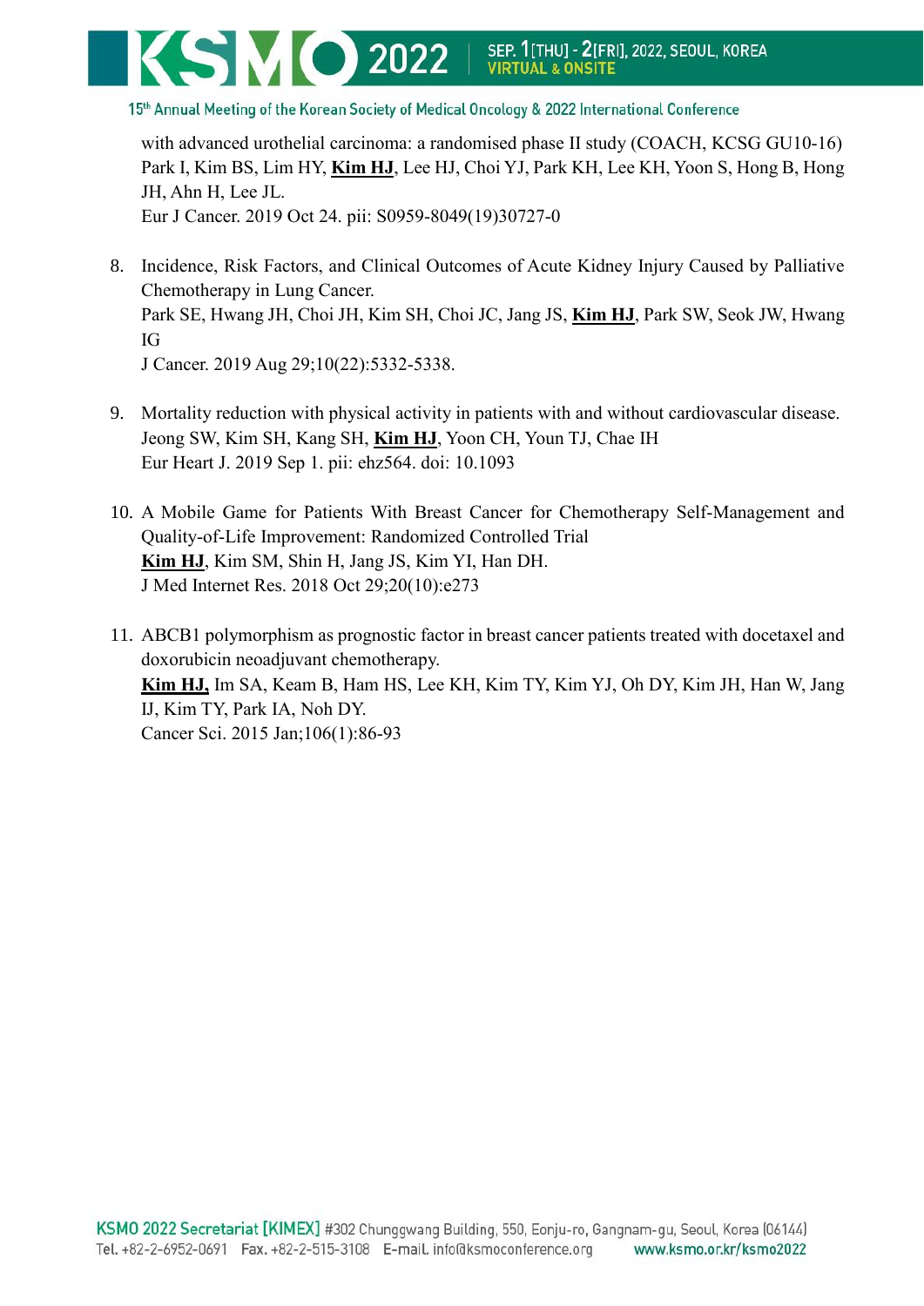with advanced urothelial carcinoma: a randomised phase II study (COACH, KCSG GU10-16)
Park I, Kim BS, Lim HY, **Kim HJ**, Lee HJ, Choi YJ, Park KH, Lee KH, Yoon S, Hong B, Hong JH, Ahn H, Lee JL.
Eur J Cancer. 2019 Oct 24. pii: S0959-8049(19)30727-0

8. Incidence, Risk Factors, and Clinical Outcomes of Acute Kidney Injury Caused by Palliative Chemotherapy in Lung Cancer.
   Park SE, Hwang JH, Choi JH, Kim SH, Choi JC, Jang JS, **Kim HJ**, Park SW, Seok JW, Hwang IG
   J Cancer. 2019 Aug 29;10(22):5332-5338.

9. Mortality reduction with physical activity in patients with and without cardiovascular disease.
   Jeong SW, Kim SH, Kang SH, **Kim HJ**, Yoon CH, Youn TJ, Chae IH
   Eur Heart J. 2019 Sep 1. pii: ehz564. doi: 10.1093

10. A Mobile Game for Patients With Breast Cancer for Chemotherapy Self-Management and Quality-of-Life Improvement: Randomized Controlled Trial
    **Kim HJ**, Kim SM, Shin H, Jang JS, Kim YI, Han DH.
    J Med Internet Res. 2018 Oct 29;20(10):e273

11. ABCB1 polymorphism as prognostic factor in breast cancer patients treated with docetaxel and doxorubicin neoadjuvant chemotherapy.
    **Kim HJ,** Im SA, Keam B, Ham HS, Lee KH, Kim TY, Kim YJ, Oh DY, Kim JH, Han W, Jang IJ, Kim TY, Park IA, Noh DY.
    Cancer Sci. 2015 Jan;106(1):86-93